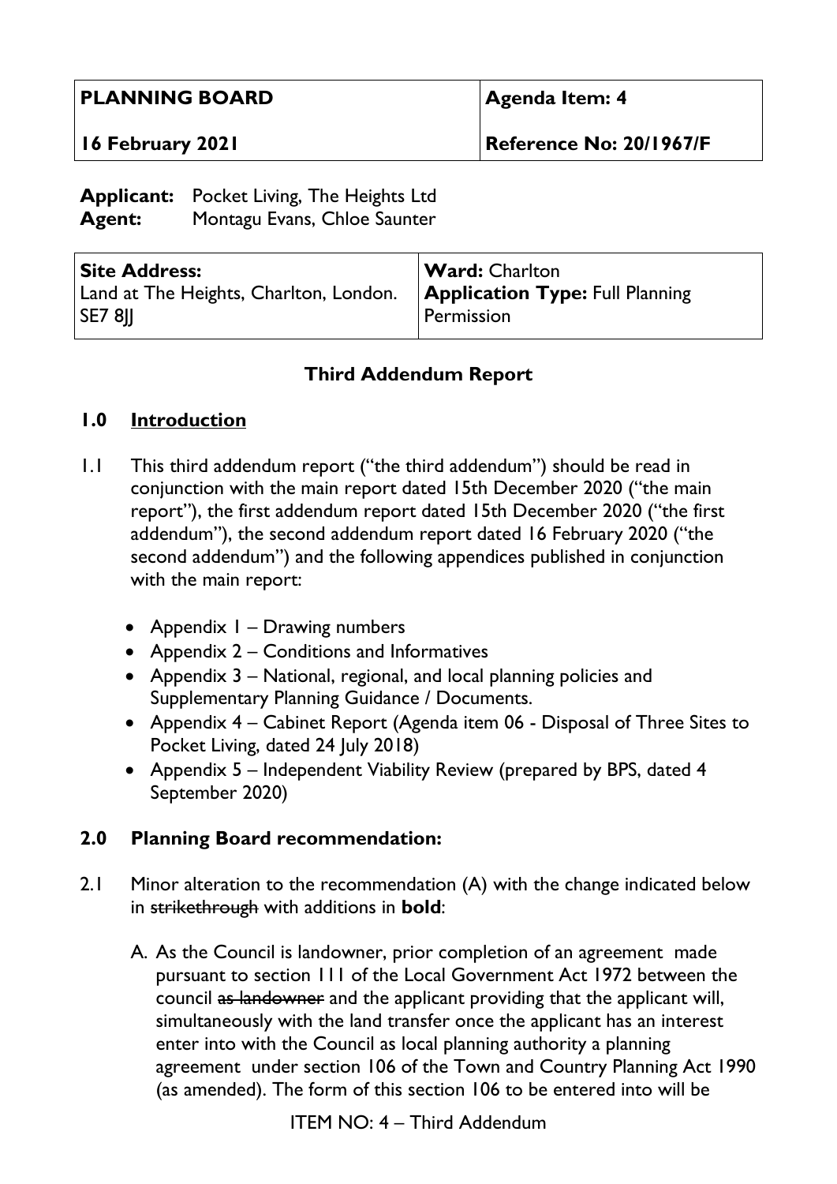| PLANNING BOARD | Agenda Item: 4 |
| --- | --- |
| 16 February 2021 | Reference No: 20/1967/F |

**Applicant:** Pocket Living, The Heights Ltd
**Agent:** Montagu Evans, Chloe Saunter

| Site Address: | Ward: Charlton |
| --- | --- |
| Land at The Heights, Charlton, London. SE7 8JJ | **Application Type:** Full Planning Permission |

## Third Addendum Report

## 1.0 Introduction

1.1 This third addendum report ("the third addendum") should be read in conjunction with the main report dated 15th December 2020 ("the main report"), the first addendum report dated 15th December 2020 ("the first addendum"), the second addendum report dated 16 February 2020 ("the second addendum") and the following appendices published in conjunction with the main report:

- Appendix 1 – Drawing numbers
- Appendix 2 – Conditions and Informatives
- Appendix 3 – National, regional, and local planning policies and Supplementary Planning Guidance / Documents.
- Appendix 4 – Cabinet Report (Agenda item 06 - Disposal of Three Sites to Pocket Living, dated 24 July 2018)
- Appendix 5 – Independent Viability Review (prepared by BPS, dated 4 September 2020)

## 2.0 Planning Board recommendation:

2.1 Minor alteration to the recommendation (A) with the change indicated below in ~~strikethrough~~ with additions in **bold**:

A. As the Council is landowner, prior completion of an agreement made pursuant to section 111 of the Local Government Act 1972 between the council ~~as landowner~~ and the applicant providing that the applicant will, simultaneously with the land transfer once the applicant has an interest enter into with the Council as local planning authority a planning agreement under section 106 of the Town and Country Planning Act 1990 (as amended). The form of this section 106 to be entered into will be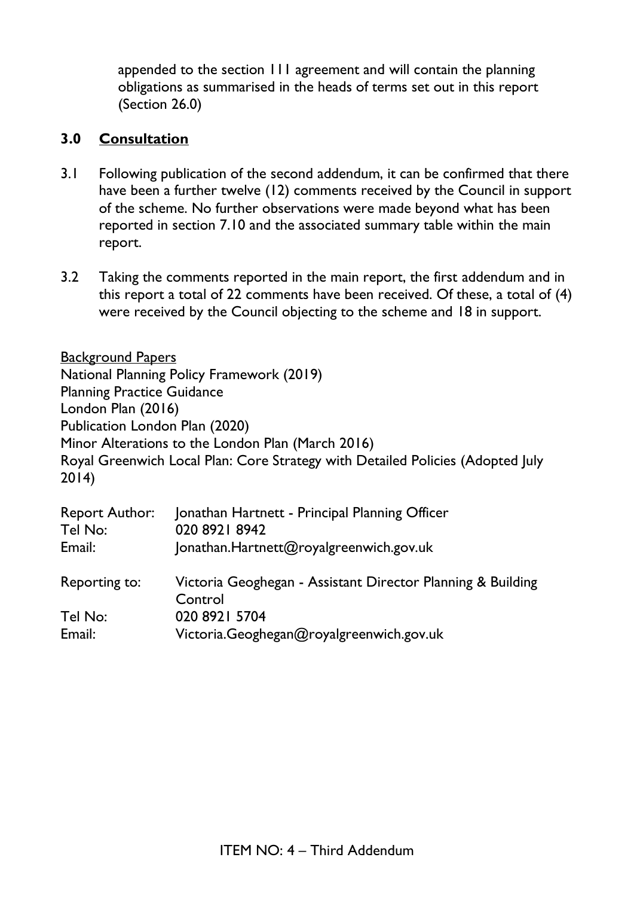appended to the section 111 agreement and will contain the planning obligations as summarised in the heads of terms set out in this report (Section 26.0)

## 3.0 Consultation

3.1 Following publication of the second addendum, it can be confirmed that there have been a further twelve (12) comments received by the Council in support of the scheme. No further observations were made beyond what has been reported in section 7.10 and the associated summary table within the main report.

3.2 Taking the comments reported in the main report, the first addendum and in this report a total of 22 comments have been received. Of these, a total of (4) were received by the Council objecting to the scheme and 18 in support.

Background Papers
National Planning Policy Framework (2019)
Planning Practice Guidance
London Plan (2016)
Publication London Plan (2020)
Minor Alterations to the London Plan (March 2016)
Royal Greenwich Local Plan: Core Strategy with Detailed Policies (Adopted July 2014)

| | |
|---|---|
| Report Author: | Jonathan Hartnett - Principal Planning Officer |
| Tel No: | 020 8921 8942 |
| Email: | Jonathan.Hartnett@royalgreenwich.gov.uk |
| Reporting to: | Victoria Geoghegan - Assistant Director Planning & Building Control |
| Tel No: | 020 8921 5704 |
| Email: | Victoria.Geoghegan@royalgreenwich.gov.uk |